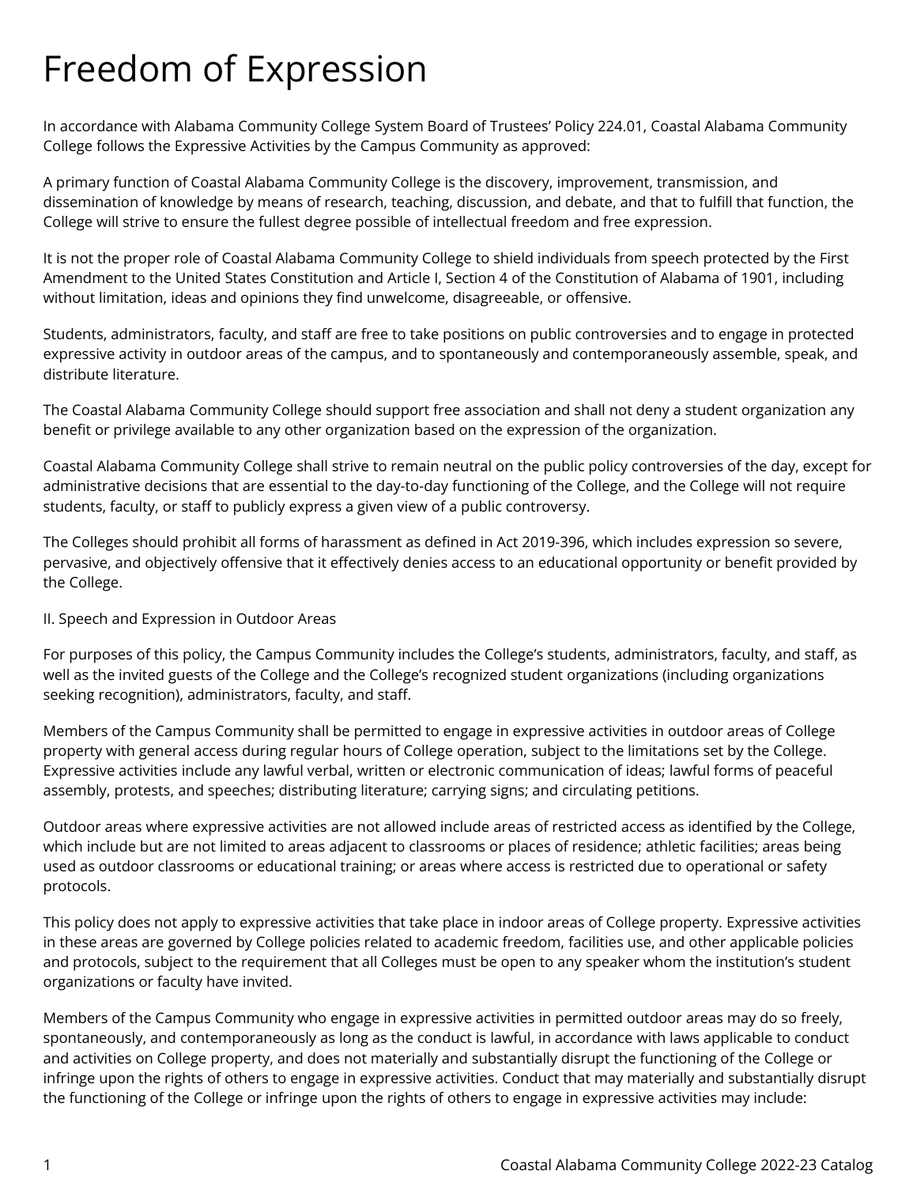# Freedom of Expression

In accordance with Alabama Community College System Board of Trustees' Policy 224.01, Coastal Alabama Community College follows the Expressive Activities by the Campus Community as approved:

A primary function of Coastal Alabama Community College is the discovery, improvement, transmission, and dissemination of knowledge by means of research, teaching, discussion, and debate, and that to fulfill that function, the College will strive to ensure the fullest degree possible of intellectual freedom and free expression.

It is not the proper role of Coastal Alabama Community College to shield individuals from speech protected by the First Amendment to the United States Constitution and Article I, Section 4 of the Constitution of Alabama of 1901, including without limitation, ideas and opinions they find unwelcome, disagreeable, or offensive.

Students, administrators, faculty, and staff are free to take positions on public controversies and to engage in protected expressive activity in outdoor areas of the campus, and to spontaneously and contemporaneously assemble, speak, and distribute literature.

The Coastal Alabama Community College should support free association and shall not deny a student organization any benefit or privilege available to any other organization based on the expression of the organization.

Coastal Alabama Community College shall strive to remain neutral on the public policy controversies of the day, except for administrative decisions that are essential to the day-to-day functioning of the College, and the College will not require students, faculty, or staff to publicly express a given view of a public controversy.

The Colleges should prohibit all forms of harassment as defined in Act 2019-396, which includes expression so severe, pervasive, and objectively offensive that it effectively denies access to an educational opportunity or benefit provided by the College.

II. Speech and Expression in Outdoor Areas

For purposes of this policy, the Campus Community includes the College's students, administrators, faculty, and staff, as well as the invited guests of the College and the College's recognized student organizations (including organizations seeking recognition), administrators, faculty, and staff.

Members of the Campus Community shall be permitted to engage in expressive activities in outdoor areas of College property with general access during regular hours of College operation, subject to the limitations set by the College. Expressive activities include any lawful verbal, written or electronic communication of ideas; lawful forms of peaceful assembly, protests, and speeches; distributing literature; carrying signs; and circulating petitions.

Outdoor areas where expressive activities are not allowed include areas of restricted access as identified by the College, which include but are not limited to areas adjacent to classrooms or places of residence; athletic facilities; areas being used as outdoor classrooms or educational training; or areas where access is restricted due to operational or safety protocols.

This policy does not apply to expressive activities that take place in indoor areas of College property. Expressive activities in these areas are governed by College policies related to academic freedom, facilities use, and other applicable policies and protocols, subject to the requirement that all Colleges must be open to any speaker whom the institution's student organizations or faculty have invited.

Members of the Campus Community who engage in expressive activities in permitted outdoor areas may do so freely, spontaneously, and contemporaneously as long as the conduct is lawful, in accordance with laws applicable to conduct and activities on College property, and does not materially and substantially disrupt the functioning of the College or infringe upon the rights of others to engage in expressive activities. Conduct that may materially and substantially disrupt the functioning of the College or infringe upon the rights of others to engage in expressive activities may include: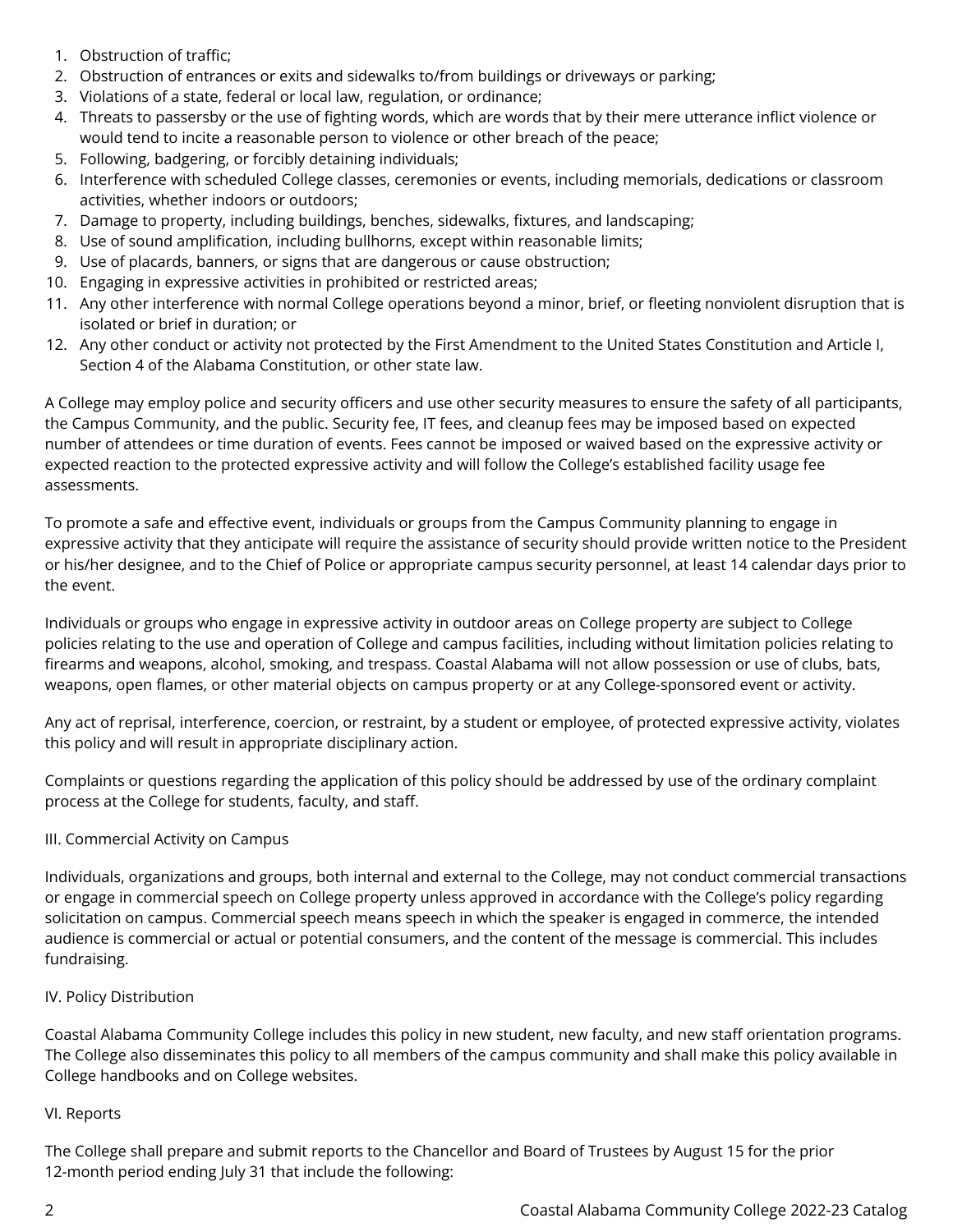1. Obstruction of traffic;
2. Obstruction of entrances or exits and sidewalks to/from buildings or driveways or parking;
3. Violations of a state, federal or local law, regulation, or ordinance;
4. Threats to passersby or the use of fighting words, which are words that by their mere utterance inflict violence or would tend to incite a reasonable person to violence or other breach of the peace;
5. Following, badgering, or forcibly detaining individuals;
6. Interference with scheduled College classes, ceremonies or events, including memorials, dedications or classroom activities, whether indoors or outdoors;
7. Damage to property, including buildings, benches, sidewalks, fixtures, and landscaping;
8. Use of sound amplification, including bullhorns, except within reasonable limits;
9. Use of placards, banners, or signs that are dangerous or cause obstruction;
10. Engaging in expressive activities in prohibited or restricted areas;
11. Any other interference with normal College operations beyond a minor, brief, or fleeting nonviolent disruption that is isolated or brief in duration; or
12. Any other conduct or activity not protected by the First Amendment to the United States Constitution and Article I, Section 4 of the Alabama Constitution, or other state law.

A College may employ police and security officers and use other security measures to ensure the safety of all participants, the Campus Community, and the public. Security fee, IT fees, and cleanup fees may be imposed based on expected number of attendees or time duration of events. Fees cannot be imposed or waived based on the expressive activity or expected reaction to the protected expressive activity and will follow the College's established facility usage fee assessments.

To promote a safe and effective event, individuals or groups from the Campus Community planning to engage in expressive activity that they anticipate will require the assistance of security should provide written notice to the President or his/her designee, and to the Chief of Police or appropriate campus security personnel, at least 14 calendar days prior to the event.

Individuals or groups who engage in expressive activity in outdoor areas on College property are subject to College policies relating to the use and operation of College and campus facilities, including without limitation policies relating to firearms and weapons, alcohol, smoking, and trespass. Coastal Alabama will not allow possession or use of clubs, bats, weapons, open flames, or other material objects on campus property or at any College-sponsored event or activity.

Any act of reprisal, interference, coercion, or restraint, by a student or employee, of protected expressive activity, violates this policy and will result in appropriate disciplinary action.

Complaints or questions regarding the application of this policy should be addressed by use of the ordinary complaint process at the College for students, faculty, and staff.

III. Commercial Activity on Campus

Individuals, organizations and groups, both internal and external to the College, may not conduct commercial transactions or engage in commercial speech on College property unless approved in accordance with the College's policy regarding solicitation on campus. Commercial speech means speech in which the speaker is engaged in commerce, the intended audience is commercial or actual or potential consumers, and the content of the message is commercial. This includes fundraising.

IV. Policy Distribution

Coastal Alabama Community College includes this policy in new student, new faculty, and new staff orientation programs. The College also disseminates this policy to all members of the campus community and shall make this policy available in College handbooks and on College websites.

VI. Reports

The College shall prepare and submit reports to the Chancellor and Board of Trustees by August 15 for the prior 12-month period ending July 31 that include the following: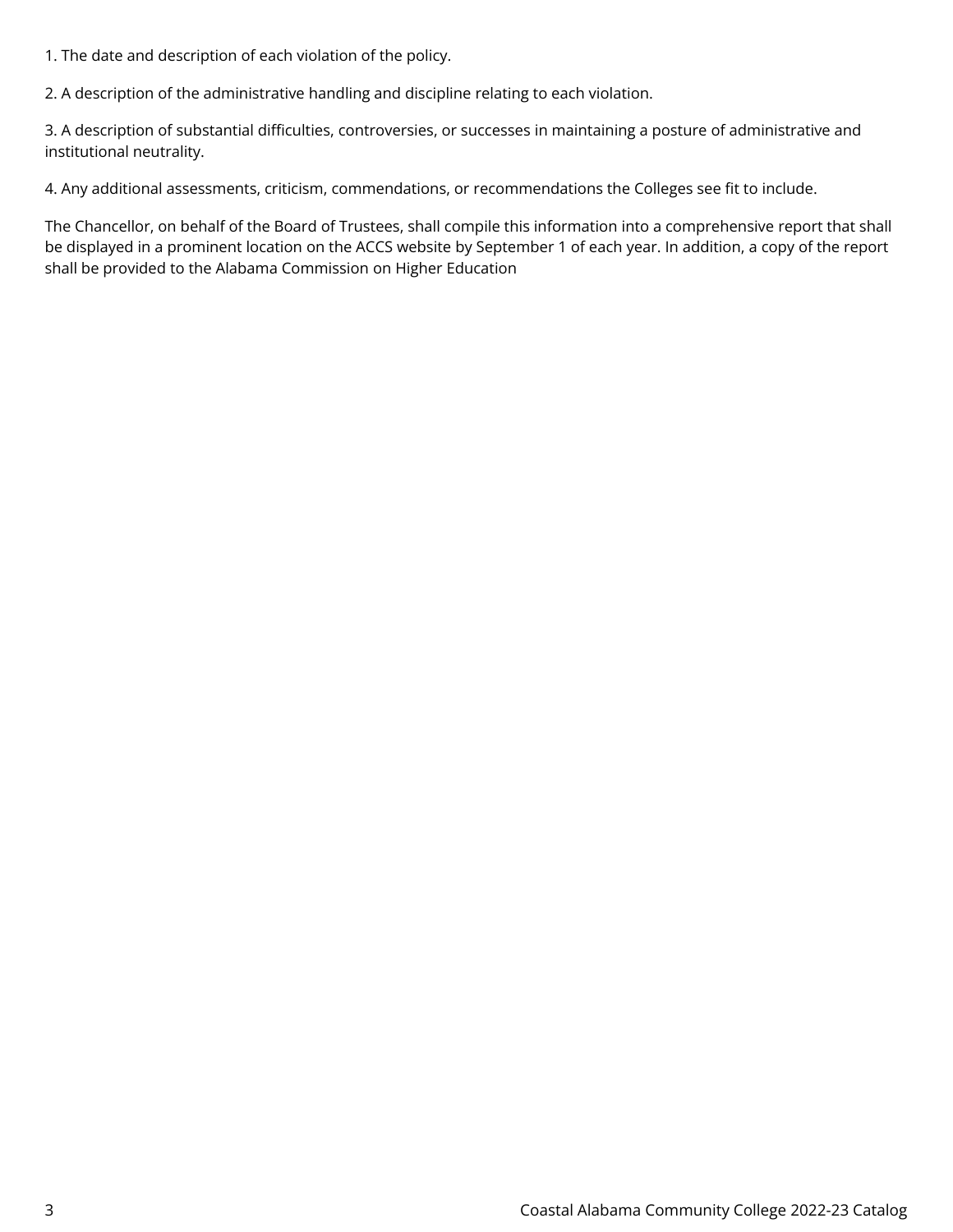1. The date and description of each violation of the policy.

2. A description of the administrative handling and discipline relating to each violation.

3. A description of substantial difficulties, controversies, or successes in maintaining a posture of administrative and institutional neutrality.

4. Any additional assessments, criticism, commendations, or recommendations the Colleges see fit to include.

The Chancellor, on behalf of the Board of Trustees, shall compile this information into a comprehensive report that shall be displayed in a prominent location on the ACCS website by September 1 of each year. In addition, a copy of the report shall be provided to the Alabama Commission on Higher Education